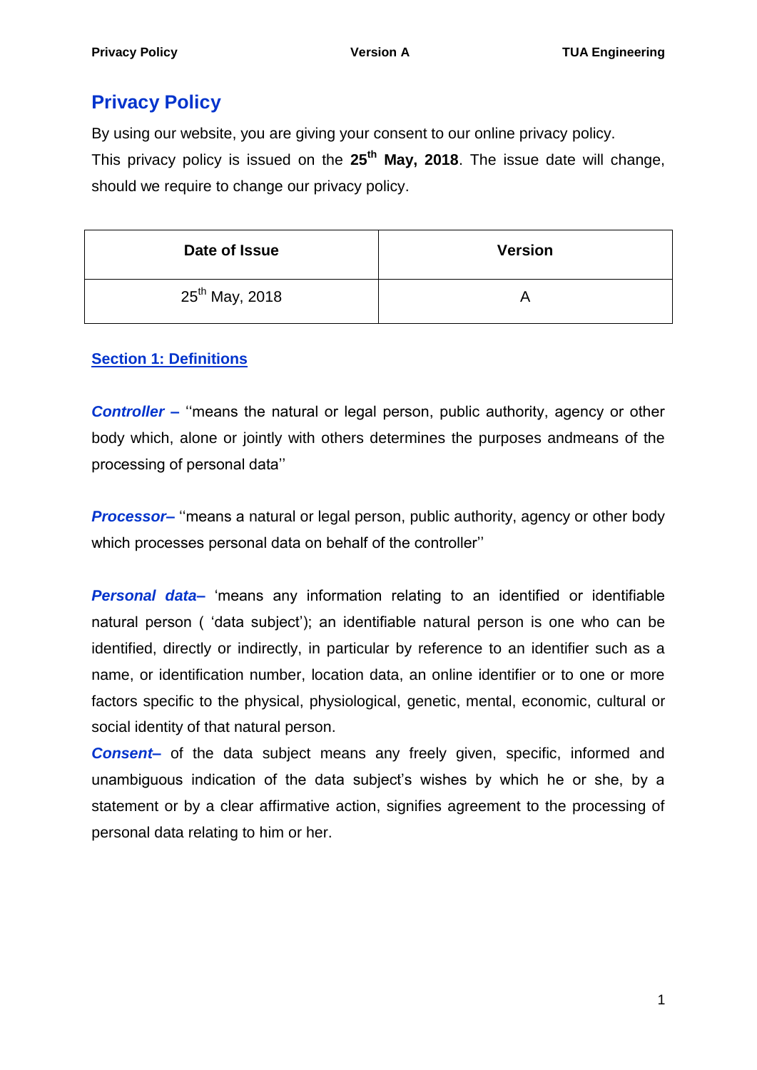# Privacy Policy

By using our website, you are giving your consent to our online privacy policy.

This privacy policy is issued on the **25th May, 2018**. The issue date will change, should we require to change our privacy policy.

| Date of Issue | Version |
|---|---|
| 25th May, 2018 | A |

## Section 1: Definitions

***Controller –*** ''means the natural or legal person, public authority, agency or other body which, alone or jointly with others determines the purposes andmeans of the processing of personal data''

***Processor–*** ''means a natural or legal person, public authority, agency or other body which processes personal data on behalf of the controller''

***Personal data–*** 'means any information relating to an identified or identifiable natural person ( 'data subject'); an identifiable natural person is one who can be identified, directly or indirectly, in particular by reference to an identifier such as a name, or identification number, location data, an online identifier or to one or more factors specific to the physical, physiological, genetic, mental, economic, cultural or social identity of that natural person.

***Consent–*** of the data subject means any freely given, specific, informed and unambiguous indication of the data subject's wishes by which he or she, by a statement or by a clear affirmative action, signifies agreement to the processing of personal data relating to him or her.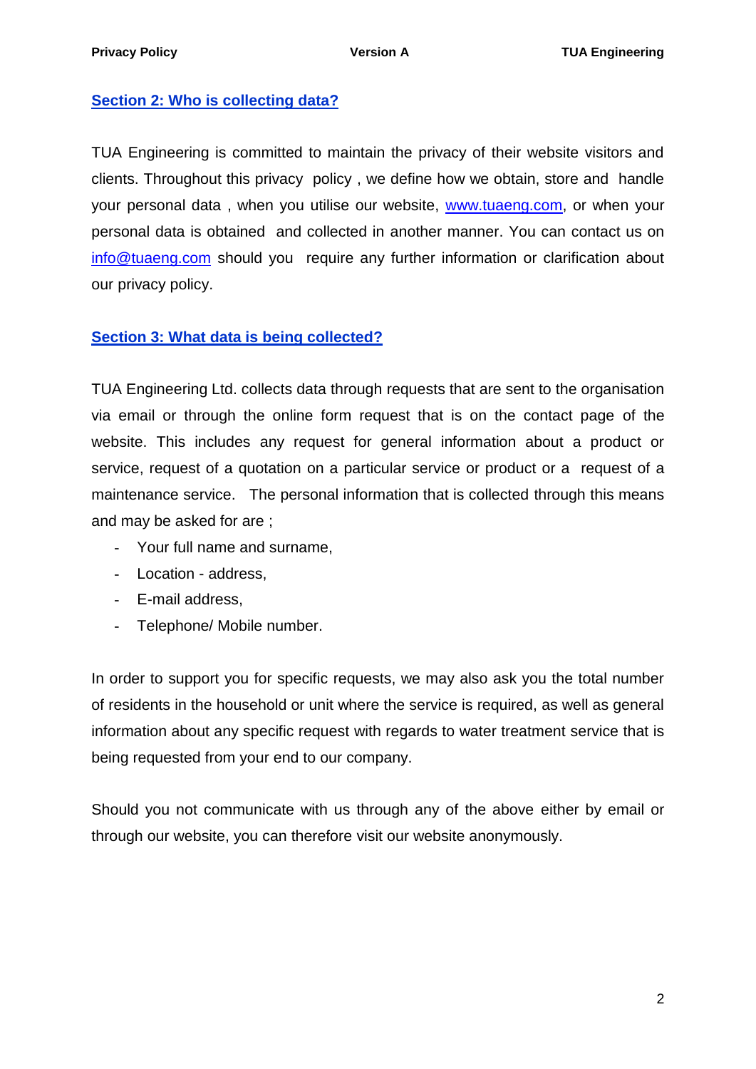## Section 2: Who is collecting data?

TUA Engineering is committed to maintain the privacy of their website visitors and clients. Throughout this privacy policy , we define how we obtain, store and handle your personal data , when you utilise our website, www.tuaeng.com, or when your personal data is obtained and collected in another manner. You can contact us on info@tuaeng.com should you require any further information or clarification about our privacy policy.

## Section 3: What data is being collected?

TUA Engineering Ltd. collects data through requests that are sent to the organisation via email or through the online form request that is on the contact page of the website. This includes any request for general information about a product or service, request of a quotation on a particular service or product or a request of a maintenance service. The personal information that is collected through this means and may be asked for are ;

- Your full name and surname,
- Location - address,
- E-mail address,
- Telephone/ Mobile number.

In order to support you for specific requests, we may also ask you the total number of residents in the household or unit where the service is required, as well as general information about any specific request with regards to water treatment service that is being requested from your end to our company.

Should you not communicate with us through any of the above either by email or through our website, you can therefore visit our website anonymously.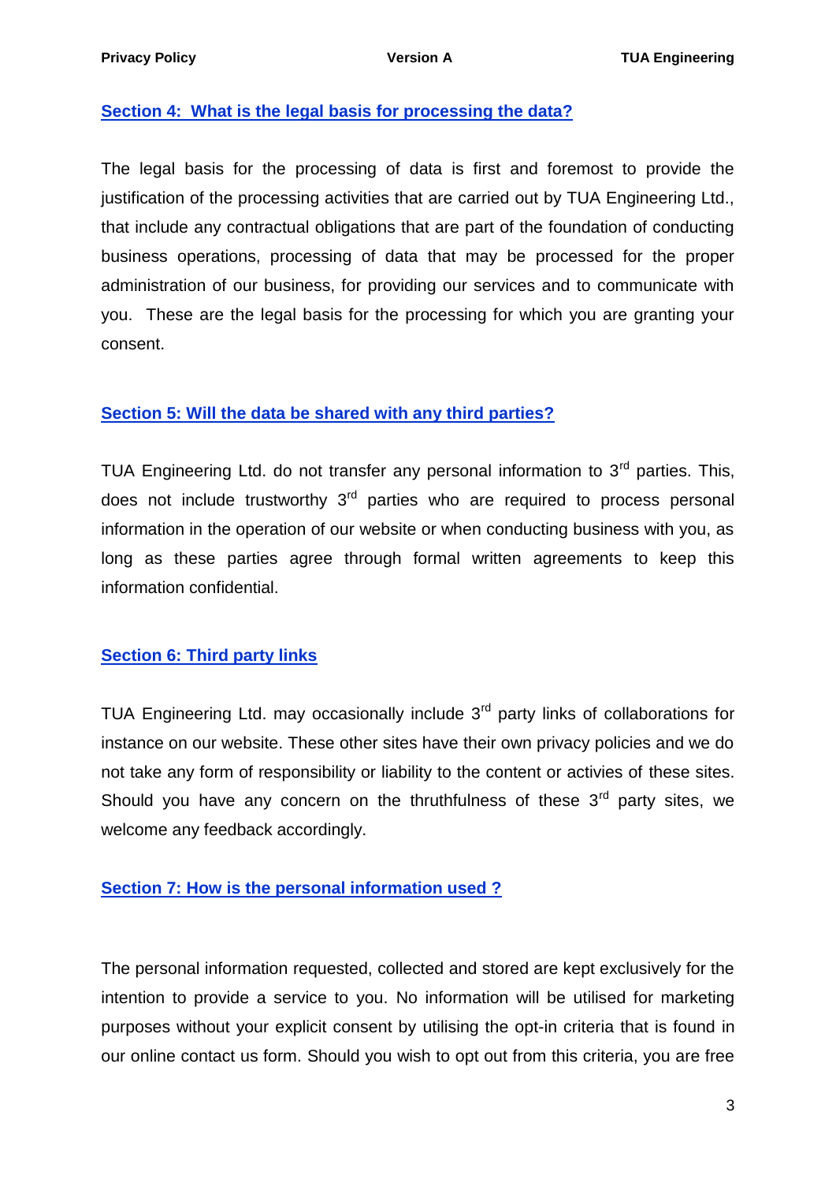## Section 4: What is the legal basis for processing the data?

The legal basis for the processing of data is first and foremost to provide the justification of the processing activities that are carried out by TUA Engineering Ltd., that include any contractual obligations that are part of the foundation of conducting business operations, processing of data that may be processed for the proper administration of our business, for providing our services and to communicate with you. These are the legal basis for the processing for which you are granting your consent.

## Section 5: Will the data be shared with any third parties?

TUA Engineering Ltd. do not transfer any personal information to 3rd parties. This, does not include trustworthy 3rd parties who are required to process personal information in the operation of our website or when conducting business with you, as long as these parties agree through formal written agreements to keep this information confidential.

## Section 6: Third party links

TUA Engineering Ltd. may occasionally include 3rd party links of collaborations for instance on our website. These other sites have their own privacy policies and we do not take any form of responsibility or liability to the content or activies of these sites. Should you have any concern on the thruthfulness of these 3rd party sites, we welcome any feedback accordingly.

## Section 7: How is the personal information used ?

The personal information requested, collected and stored are kept exclusively for the intention to provide a service to you. No information will be utilised for marketing purposes without your explicit consent by utilising the opt-in criteria that is found in our online contact us form. Should you wish to opt out from this criteria, you are free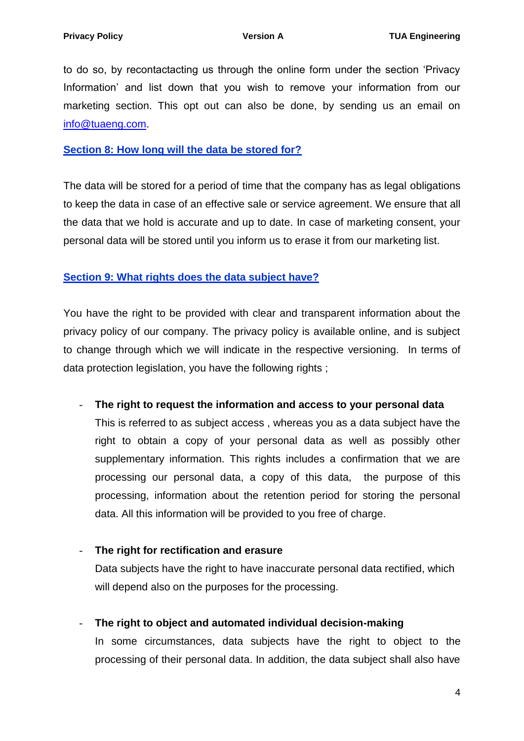to do so, by recontactacting us through the online form under the section 'Privacy Information' and list down that you wish to remove your information from our marketing section. This opt out can also be done, by sending us an email on [info@tuaeng.com](mailto:info@tuaeng.com).

## Section 8: How long will the data be stored for?

The data will be stored for a period of time that the company has as legal obligations to keep the data in case of an effective sale or service agreement. We ensure that all the data that we hold is accurate and up to date. In case of marketing consent, your personal data will be stored until you inform us to erase it from our marketing list.

## Section 9: What rights does the data subject have?

You have the right to be provided with clear and transparent information about the privacy policy of our company. The privacy policy is available online, and is subject to change through which we will indicate in the respective versioning. In terms of data protection legislation, you have the following rights ;

- **The right to request the information and access to your personal data**
  This is referred to as subject access , whereas you as a data subject have the right to obtain a copy of your personal data as well as possibly other supplementary information. This rights includes a confirmation that we are processing our personal data, a copy of this data, the purpose of this processing, information about the retention period for storing the personal data. All this information will be provided to you free of charge.

- **The right for rectification and erasure**
  Data subjects have the right to have inaccurate personal data rectified, which will depend also on the purposes for the processing.

- **The right to object and automated individual decision-making**
  In some circumstances, data subjects have the right to object to the processing of their personal data. In addition, the data subject shall also have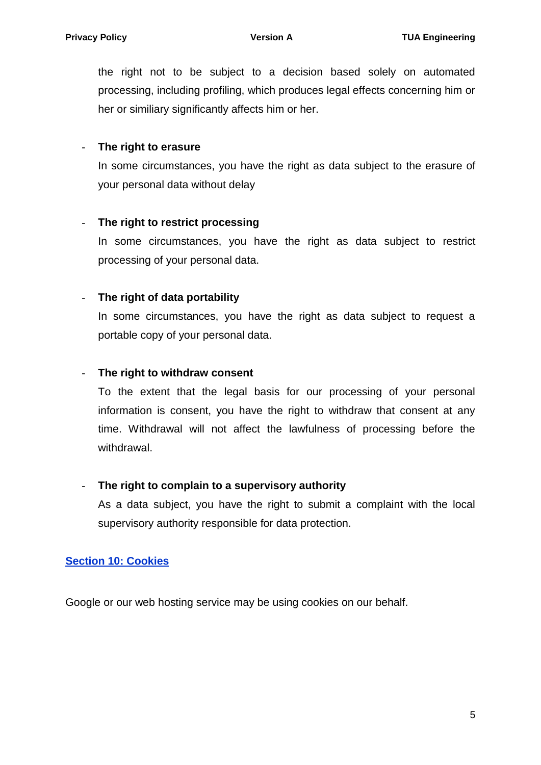the right not to be subject to a decision based solely on automated processing, including profiling, which produces legal effects concerning him or her or similiary significantly affects him or her.

- **The right to erasure**

  In some circumstances, you have the right as data subject to the erasure of your personal data without delay

- **The right to restrict processing**

  In some circumstances, you have the right as data subject to restrict processing of your personal data.

- **The right of data portability**

  In some circumstances, you have the right as data subject to request a portable copy of your personal data.

- **The right to withdraw consent**

  To the extent that the legal basis for our processing of your personal information is consent, you have the right to withdraw that consent at any time. Withdrawal will not affect the lawfulness of processing before the withdrawal.

- **The right to complain to a supervisory authority**

  As a data subject, you have the right to submit a complaint with the local supervisory authority responsible for data protection.

## Section 10: Cookies

Google or our web hosting service may be using cookies on our behalf.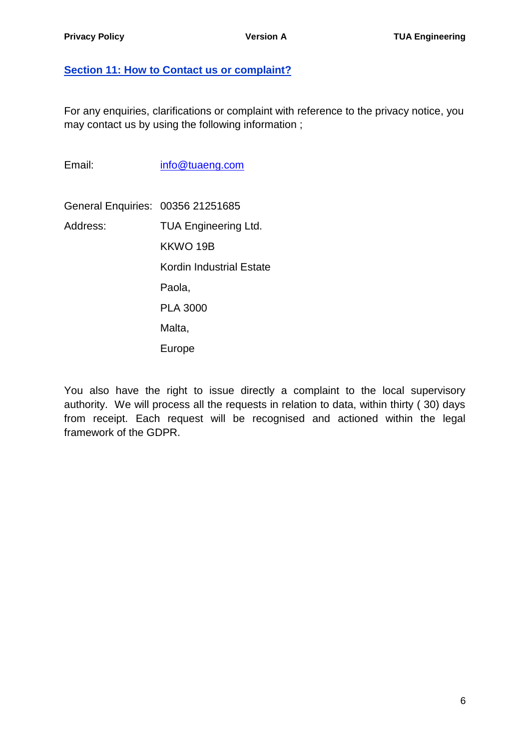## [Section 11: How to Contact us or complaint?](#)

For any enquiries, clarifications or complaint with reference to the privacy notice, you may contact us by using the following information ;

Email: info@tuaeng.com

General Enquiries: 00356 21251685

Address: TUA Engineering Ltd.

KKWO 19B

Kordin Industrial Estate

Paola,

PLA 3000

Malta,

Europe

You also have the right to issue directly a complaint to the local supervisory authority. We will process all the requests in relation to data, within thirty ( 30) days from receipt. Each request will be recognised and actioned within the legal framework of the GDPR.